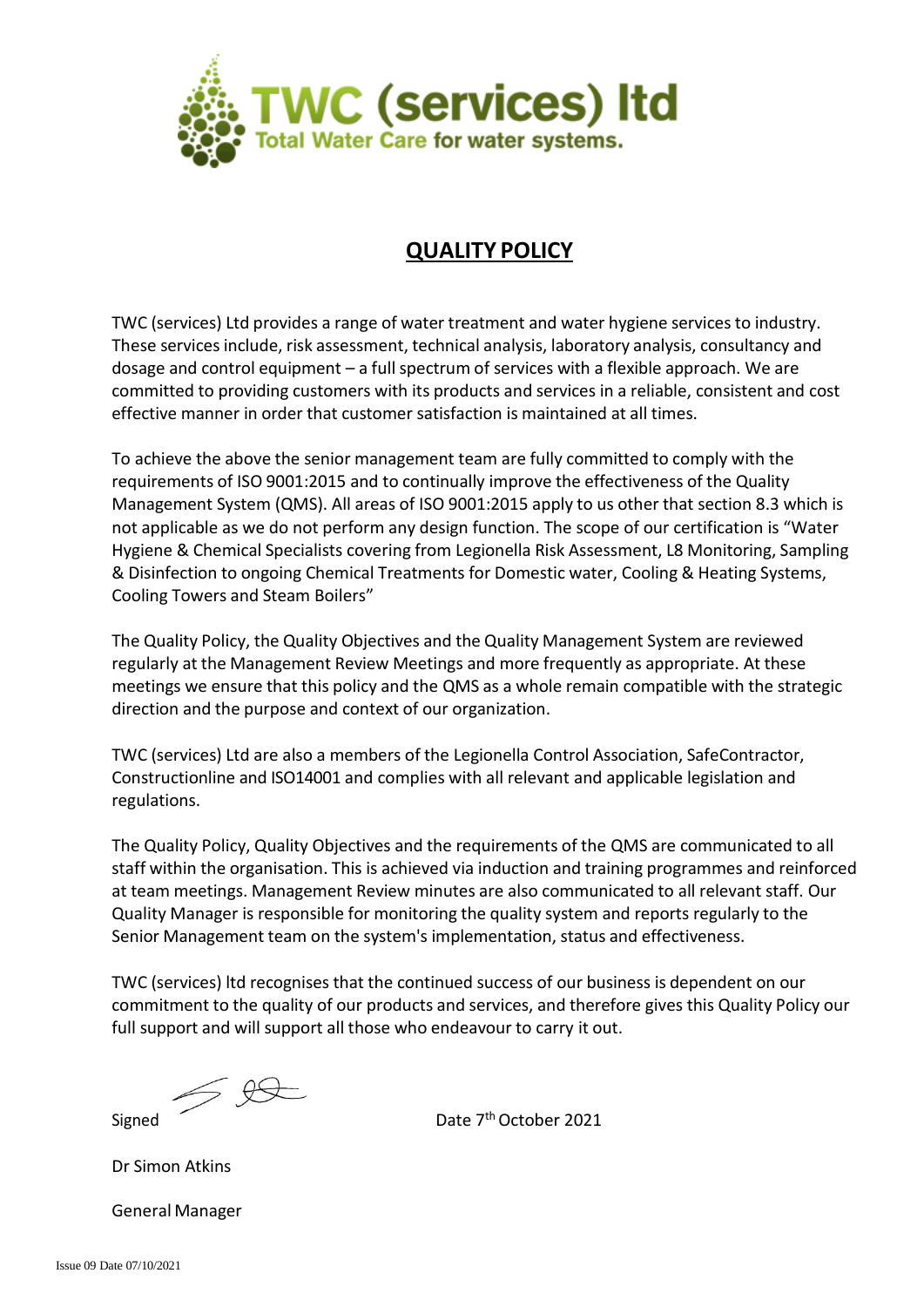TWC (services) ltd

Total Water Care for water systems.

# QUALITY POLICY

TWC (services) Ltd provides a range of water treatment and water hygiene services to industry. These services include, risk assessment, technical analysis, laboratory analysis, consultancy and dosage and control equipment – a full spectrum of services with a flexible approach. We are committed to providing customers with its products and services in a reliable, consistent and cost effective manner in order that customer satisfaction is maintained at all times.

To achieve the above the senior management team are fully committed to comply with the requirements of ISO 9001:2015 and to continually improve the effectiveness of the Quality Management System (QMS). All areas of ISO 9001:2015 apply to us other that section 8.3 which is not applicable as we do not perform any design function. The scope of our certification is "Water Hygiene & Chemical Specialists covering from Legionella Risk Assessment, L8 Monitoring, Sampling & Disinfection to ongoing Chemical Treatments for Domestic water, Cooling & Heating Systems, Cooling Towers and Steam Boilers"

The Quality Policy, the Quality Objectives and the Quality Management System are reviewed regularly at the Management Review Meetings and more frequently as appropriate. At these meetings we ensure that this policy and the QMS as a whole remain compatible with the strategic direction and the purpose and context of our organization.

TWC (services) Ltd are also a members of the Legionella Control Association, SafeContractor, Constructionline and ISO14001 and complies with all relevant and applicable legislation and regulations.

The Quality Policy, Quality Objectives and the requirements of the QMS are communicated to all staff within the organisation. This is achieved via induction and training programmes and reinforced at team meetings. Management Review minutes are also communicated to all relevant staff. Our Quality Manager is responsible for monitoring the quality system and reports regularly to the Senior Management team on the system's implementation, status and effectiveness.

TWC (services) ltd recognises that the continued success of our business is dependent on our commitment to the quality of our products and services, and therefore gives this Quality Policy our full support and will support all those who endeavour to carry it out.

Signed Date 7th October 2021

Dr Simon Atkins

General Manager

Issue 09 Date 07/10/2021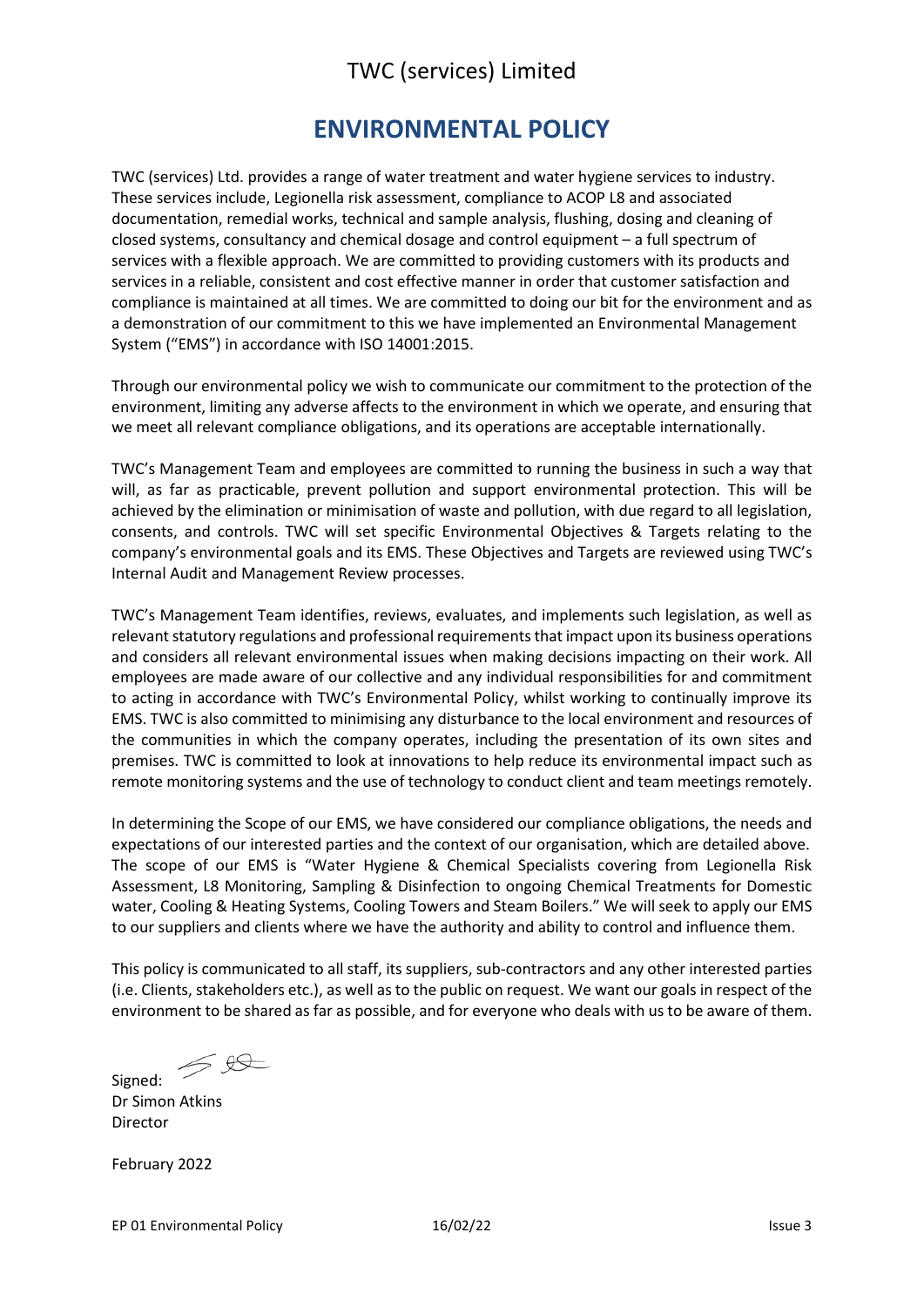TWC (services) Limited

# ENVIRONMENTAL POLICY

TWC (services) Ltd. provides a range of water treatment and water hygiene services to industry. These services include, Legionella risk assessment, compliance to ACOP L8 and associated documentation, remedial works, technical and sample analysis, flushing, dosing and cleaning of closed systems, consultancy and chemical dosage and control equipment – a full spectrum of services with a flexible approach. We are committed to providing customers with its products and services in a reliable, consistent and cost effective manner in order that customer satisfaction and compliance is maintained at all times. We are committed to doing our bit for the environment and as a demonstration of our commitment to this we have implemented an Environmental Management System ("EMS") in accordance with ISO 14001:2015.

Through our environmental policy we wish to communicate our commitment to the protection of the environment, limiting any adverse affects to the environment in which we operate, and ensuring that we meet all relevant compliance obligations, and its operations are acceptable internationally.

TWC's Management Team and employees are committed to running the business in such a way that will, as far as practicable, prevent pollution and support environmental protection. This will be achieved by the elimination or minimisation of waste and pollution, with due regard to all legislation, consents, and controls. TWC will set specific Environmental Objectives & Targets relating to the company's environmental goals and its EMS. These Objectives and Targets are reviewed using TWC's Internal Audit and Management Review processes.

TWC's Management Team identifies, reviews, evaluates, and implements such legislation, as well as relevant statutory regulations and professional requirements that impact upon its business operations and considers all relevant environmental issues when making decisions impacting on their work. All employees are made aware of our collective and any individual responsibilities for and commitment to acting in accordance with TWC's Environmental Policy, whilst working to continually improve its EMS. TWC is also committed to minimising any disturbance to the local environment and resources of the communities in which the company operates, including the presentation of its own sites and premises. TWC is committed to look at innovations to help reduce its environmental impact such as remote monitoring systems and the use of technology to conduct client and team meetings remotely.

In determining the Scope of our EMS, we have considered our compliance obligations, the needs and expectations of our interested parties and the context of our organisation, which are detailed above. The scope of our EMS is "Water Hygiene & Chemical Specialists covering from Legionella Risk Assessment, L8 Monitoring, Sampling & Disinfection to ongoing Chemical Treatments for Domestic water, Cooling & Heating Systems, Cooling Towers and Steam Boilers." We will seek to apply our EMS to our suppliers and clients where we have the authority and ability to control and influence them.

This policy is communicated to all staff, its suppliers, sub-contractors and any other interested parties (i.e. Clients, stakeholders etc.), as well as to the public on request. We want our goals in respect of the environment to be shared as far as possible, and for everyone who deals with us to be aware of them.

Signed:

Dr Simon Atkins
Director

February 2022

EP 01 Environmental Policy 16/02/22 Issue 3